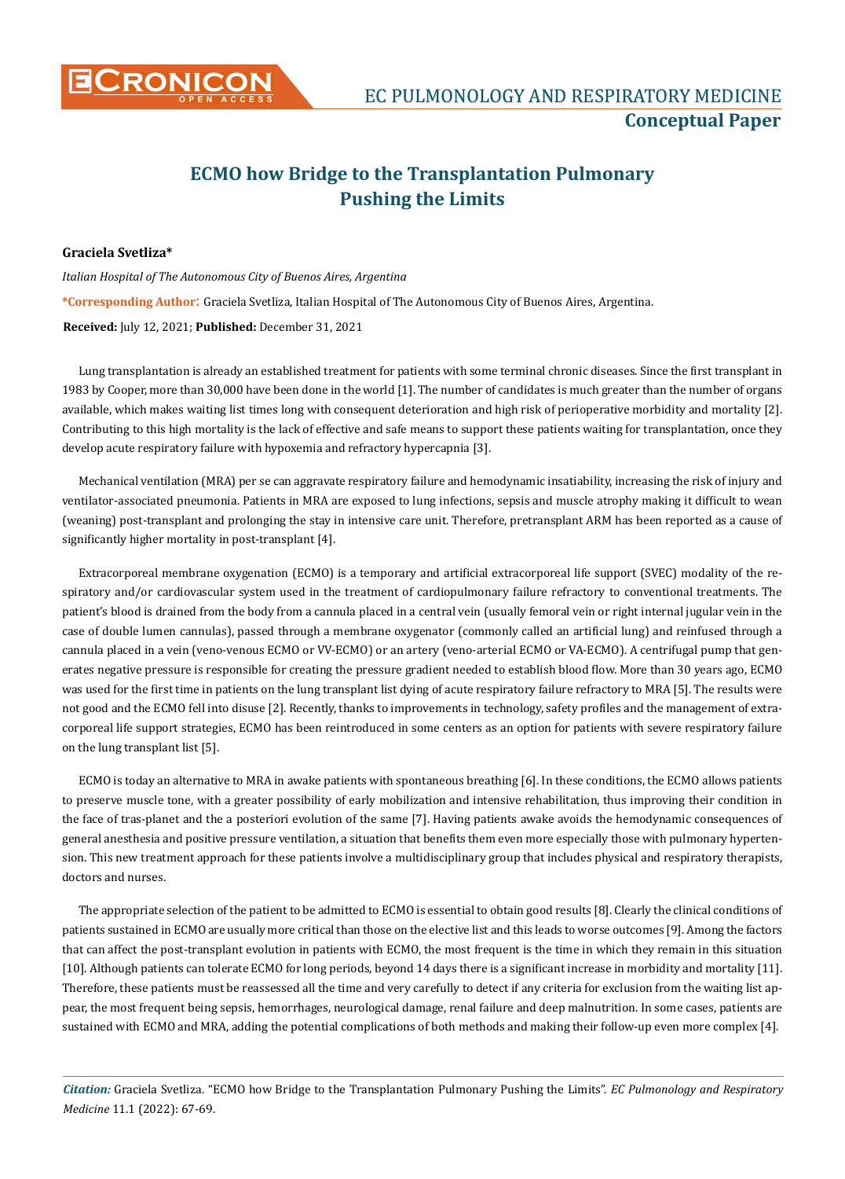**EC PULMONOLOGY AND RESPIRATORY MEDICINE**

**Conceptual Paper**

# ECMO how Bridge to the Transplantation Pulmonary Pushing the Limits

**Graciela Svetliza***

*Italian Hospital of The Autonomous City of Buenos Aires, Argentina*

***Corresponding Author:** Graciela Svetliza, Italian Hospital of The Autonomous City of Buenos Aires, Argentina.

**Received:** July 12, 2021; **Published:** December 31, 2021

Lung transplantation is already an established treatment for patients with some terminal chronic diseases. Since the first transplant in 1983 by Cooper, more than 30,000 have been done in the world [1]. The number of candidates is much greater than the number of organs available, which makes waiting list times long with consequent deterioration and high risk of perioperative morbidity and mortality [2]. Contributing to this high mortality is the lack of effective and safe means to support these patients waiting for transplantation, once they develop acute respiratory failure with hypoxemia and refractory hypercapnia [3].

Mechanical ventilation (MRA) per se can aggravate respiratory failure and hemodynamic insatiability, increasing the risk of injury and ventilator-associated pneumonia. Patients in MRA are exposed to lung infections, sepsis and muscle atrophy making it difficult to wean (weaning) post-transplant and prolonging the stay in intensive care unit. Therefore, pretransplant ARM has been reported as a cause of significantly higher mortality in post-transplant [4].

Extracorporeal membrane oxygenation (ECMO) is a temporary and artificial extracorporeal life support (SVEC) modality of the respiratory and/or cardiovascular system used in the treatment of cardiopulmonary failure refractory to conventional treatments. The patient's blood is drained from the body from a cannula placed in a central vein (usually femoral vein or right internal jugular vein in the case of double lumen cannulas), passed through a membrane oxygenator (commonly called an artificial lung) and reinfused through a cannula placed in a vein (veno-venous ECMO or VV-ECMO) or an artery (veno-arterial ECMO or VA-ECMO). A centrifugal pump that generates negative pressure is responsible for creating the pressure gradient needed to establish blood flow. More than 30 years ago, ECMO was used for the first time in patients on the lung transplant list dying of acute respiratory failure refractory to MRA [5]. The results were not good and the ECMO fell into disuse [2]. Recently, thanks to improvements in technology, safety profiles and the management of extracorporeal life support strategies, ECMO has been reintroduced in some centers as an option for patients with severe respiratory failure on the lung transplant list [5].

ECMO is today an alternative to MRA in awake patients with spontaneous breathing [6]. In these conditions, the ECMO allows patients to preserve muscle tone, with a greater possibility of early mobilization and intensive rehabilitation, thus improving their condition in the face of tras-planet and the a posteriori evolution of the same [7]. Having patients awake avoids the hemodynamic consequences of general anesthesia and positive pressure ventilation, a situation that benefits them even more especially those with pulmonary hypertension. This new treatment approach for these patients involve a multidisciplinary group that includes physical and respiratory therapists, doctors and nurses.

The appropriate selection of the patient to be admitted to ECMO is essential to obtain good results [8]. Clearly the clinical conditions of patients sustained in ECMO are usually more critical than those on the elective list and this leads to worse outcomes [9]. Among the factors that can affect the post-transplant evolution in patients with ECMO, the most frequent is the time in which they remain in this situation [10]. Although patients can tolerate ECMO for long periods, beyond 14 days there is a significant increase in morbidity and mortality [11]. Therefore, these patients must be reassessed all the time and very carefully to detect if any criteria for exclusion from the waiting list appear, the most frequent being sepsis, hemorrhages, neurological damage, renal failure and deep malnutrition. In some cases, patients are sustained with ECMO and MRA, adding the potential complications of both methods and making their follow-up even more complex [4].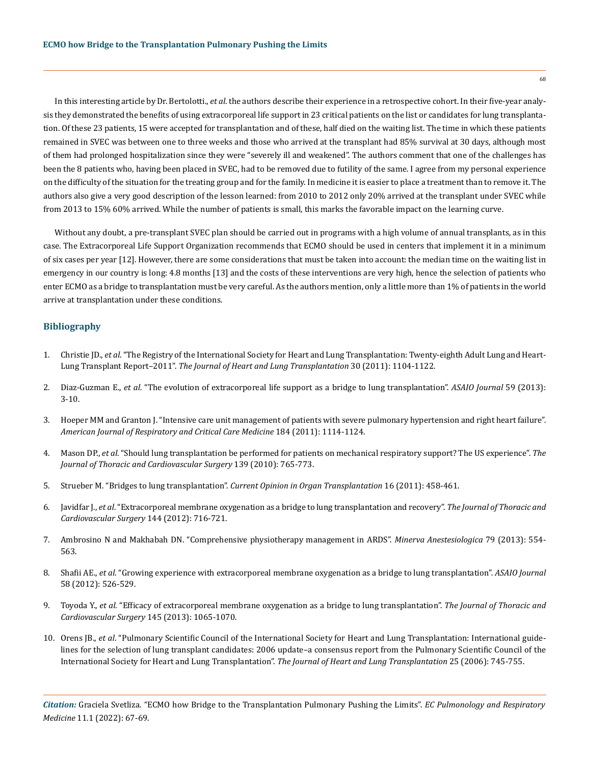In this interesting article by Dr. Bertolotti., *et al*. the authors describe their experience in a retrospective cohort. In their five-year analysis they demonstrated the benefits of using extracorporeal life support in 23 critical patients on the list or candidates for lung transplantation. Of these 23 patients, 15 were accepted for transplantation and of these, half died on the waiting list. The time in which these patients remained in SVEC was between one to three weeks and those who arrived at the transplant had 85% survival at 30 days, although most of them had prolonged hospitalization since they were "severely ill and weakened". The authors comment that one of the challenges has been the 8 patients who, having been placed in SVEC, had to be removed due to futility of the same. I agree from my personal experience on the difficulty of the situation for the treating group and for the family. In medicine it is easier to place a treatment than to remove it. The authors also give a very good description of the lesson learned: from 2010 to 2012 only 20% arrived at the transplant under SVEC while from 2013 to 15% 60% arrived. While the number of patients is small, this marks the favorable impact on the learning curve.

Without any doubt, a pre-transplant SVEC plan should be carried out in programs with a high volume of annual transplants, as in this case. The Extracorporeal Life Support Organization recommends that ECMO should be used in centers that implement it in a minimum of six cases per year [12]. However, there are some considerations that must be taken into account: the median time on the waiting list in emergency in our country is long: 4.8 months [13] and the costs of these interventions are very high, hence the selection of patients who enter ECMO as a bridge to transplantation must be very careful. As the authors mention, only a little more than 1% of patients in the world arrive at transplantation under these conditions.

## Bibliography

1. Christie JD., *et al*. "The Registry of the International Society for Heart and Lung Transplantation: Twenty-eighth Adult Lung and Heart-Lung Transplant Report–2011". *The Journal of Heart and Lung Transplantation* 30 (2011): 1104-1122.
2. Diaz-Guzman E., *et al*. "The evolution of extracorporeal life support as a bridge to lung transplantation". *ASAIO Journal* 59 (2013): 3-10.
3. Hoeper MM and Granton J. "Intensive care unit management of patients with severe pulmonary hypertension and right heart failure". *American Journal of Respiratory and Critical Care Medicine* 184 (2011): 1114-1124.
4. Mason DP., *et al*. "Should lung transplantation be performed for patients on mechanical respiratory support? The US experience". *The Journal of Thoracic and Cardiovascular Surgery* 139 (2010): 765-773.
5. Strueber M. "Bridges to lung transplantation". *Current Opinion in Organ Transplantation* 16 (2011): 458-461.
6. Javidfar J., *et al*. "Extracorporeal membrane oxygenation as a bridge to lung transplantation and recovery". *The Journal of Thoracic and Cardiovascular Surgery* 144 (2012): 716-721.
7. Ambrosino N and Makhabah DN. "Comprehensive physiotherapy management in ARDS". *Minerva Anestesiologica* 79 (2013): 554-563.
8. Shafii AE., *et al*. "Growing experience with extracorporeal membrane oxygenation as a bridge to lung transplantation". *ASAIO Journal* 58 (2012): 526-529.
9. Toyoda Y., *et al*. "Efficacy of extracorporeal membrane oxygenation as a bridge to lung transplantation". *The Journal of Thoracic and Cardiovascular Surgery* 145 (2013): 1065-1070.
10. Orens JB., *et al*. "Pulmonary Scientific Council of the International Society for Heart and Lung Transplantation: International guidelines for the selection of lung transplant candidates: 2006 update–a consensus report from the Pulmonary Scientific Council of the International Society for Heart and Lung Transplantation". *The Journal of Heart and Lung Transplantation* 25 (2006): 745-755.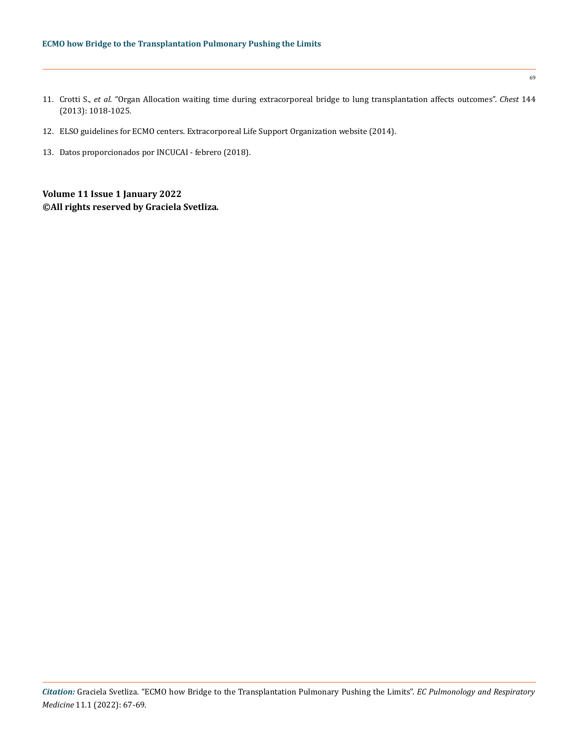11. Crotti S., *et al*. "Organ Allocation waiting time during extracorporeal bridge to lung transplantation affects outcomes". *Chest* 144 (2013): 1018-1025.

12. ELSO guidelines for ECMO centers. Extracorporeal Life Support Organization website (2014).

13. Datos proporcionados por INCUCAI - febrero (2018).

**Volume 11 Issue 1 January 2022**
**©All rights reserved by Graciela Svetliza.**